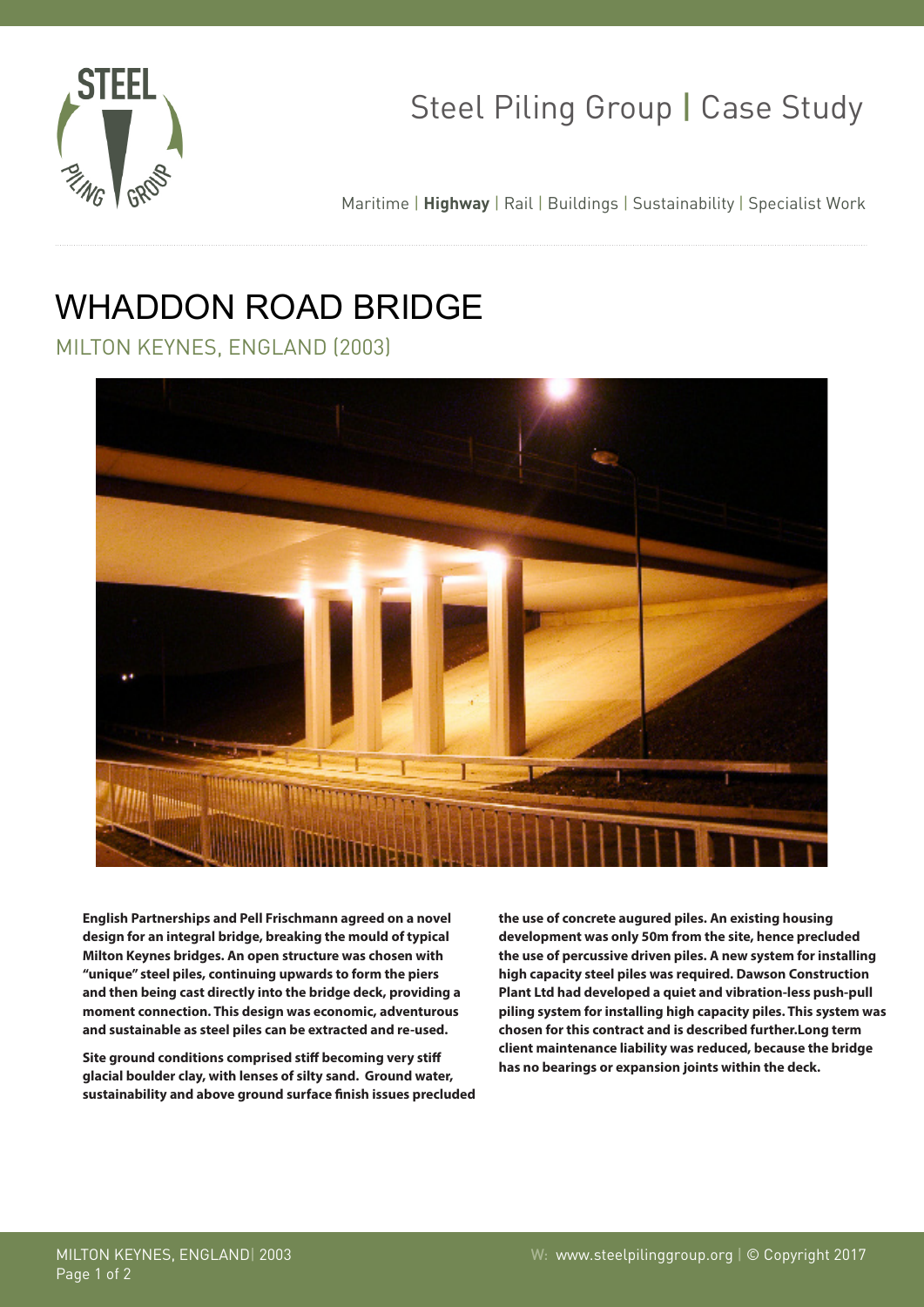Steel Piling Group | Case Study

Maritime | **Highway** | Rail | Buildings | Sustainability | Specialist Work

# WHADDON ROAD BRIDGE

## MILTON KEYNES, ENGLAND (2003)

**English Partnerships and Pell Frischmann agreed on a novel design for an integral bridge, breaking the mould of typical Milton Keynes bridges. An open structure was chosen with "unique" steel piles, continuing upwards to form the piers and then being cast directly into the bridge deck, providing a moment connection. This design was economic, adventurous and sustainable as steel piles can be extracted and re-used.**

**Site ground conditions comprised stiff becoming very stiff glacial boulder clay, with lenses of silty sand. Ground water, sustainability and above ground surface finish issues precluded the use of concrete augured piles. An existing housing development was only 50m from the site, hence precluded the use of percussive driven piles. A new system for installing high capacity steel piles was required. Dawson Construction Plant Ltd had developed a quiet and vibration-less push-pull piling system for installing high capacity piles. This system was chosen for this contract and is described further.Long term client maintenance liability was reduced, because the bridge has no bearings or expansion joints within the deck.**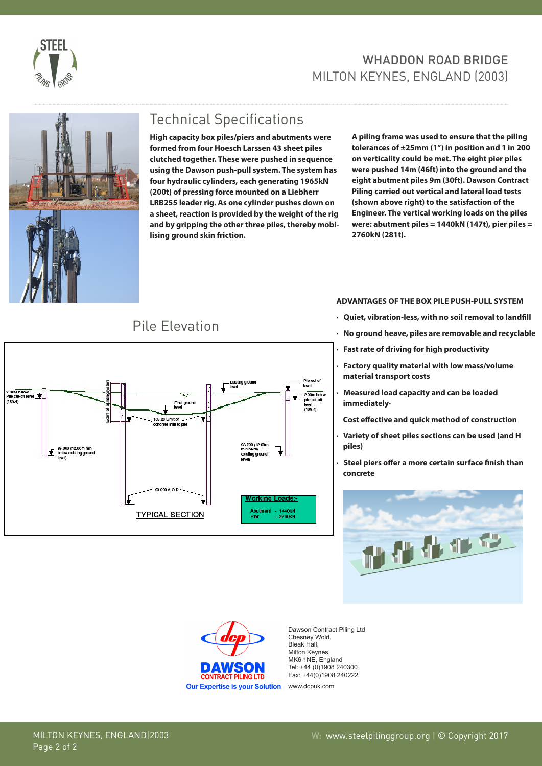# WHADDON ROAD BRIDGE
MILTON KEYNES, ENGLAND (2003)

## Technical Specifications

**High capacity box piles/piers and abutments were formed from four Hoesch Larssen 43 sheet piles clutched together. These were pushed in sequence using the Dawson push-pull system. The system has four hydraulic cylinders, each generating 1965kN (200t) of pressing force mounted on a Liebherr LRB255 leader rig. As one cylinder pushes down on a sheet, reaction is provided by the weight of the rig and by gripping the other three piles, thereby mobilising ground skin friction.**

**A piling frame was used to ensure that the piling tolerances of ±25mm (1") in position and 1 in 200 on verticality could be met. The eight pier piles were pushed 14m (46ft) into the ground and the eight abutment piles 9m (30ft). Dawson Contract Piling carried out vertical and lateral load tests (shown above right) to the satisfaction of the Engineer. The vertical working loads on the piles were: abutment piles = 1440kN (147t), pier piles = 2760kN (281t).**

## Pile Elevation

2.00M below
Pile cut-off level
(109.4)

Extent of piling system

Existing ground level

Pile cut off level

2.00m below pile cut-off level (109.4)

Final ground level

105.20 Limit of concrete infill to pile

99.000 (12.00m min below existing ground level)

98.700 (12.00m min below existing ground level)

90.000 A.O.D.

TYPICAL SECTION

Working Loads:-
Abutment - 1440kN
Pier - 2760kN

### ADVANTAGES OF THE BOX PILE PUSH-PULL SYSTEM

- **Quiet, vibration-less, with no soil removal to landfill**
- **No ground heave, piles are removable and recyclable**
- **Fast rate of driving for high productivity**
- **Factory quality material with low mass/volume material transport costs**
- **Measured load capacity and can be loaded immediately·**
- **Cost effective and quick method of construction**
- **Variety of sheet piles sections can be used (and H piles)**
- **Steel piers offer a more certain surface finish than concrete**

DAWSON CONTRACT PILING LTD
Our Expertise is your Solution

Dawson Contract Piling Ltd
Chesney Wold,
Bleak Hall,
Milton Keynes,
MK6 1NE, England
Tel: +44 (0)1908 240300
Fax: +44(0)1908 240222
www.dcpuk.com